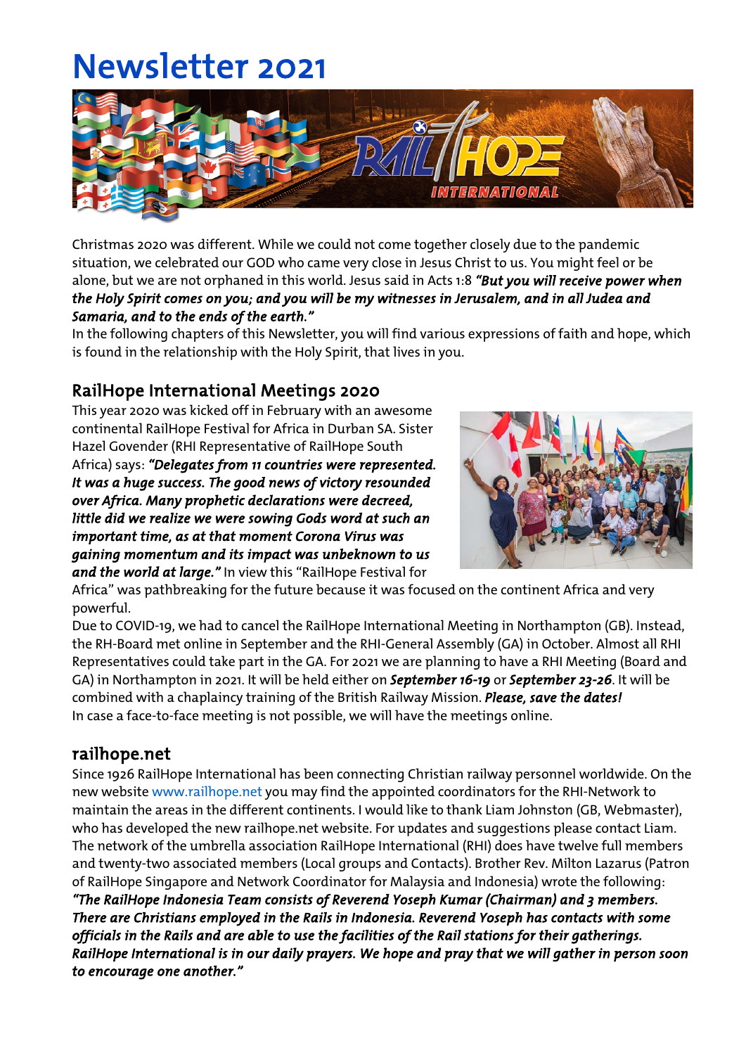# Newsletter 2021

Christmas 2020 was different. While we could not come together closely due to the pandemic situation, we celebrated our GOD who came very close in Jesus Christ to us. You might feel or be alone, but we are not orphaned in this world. Jesus said in Acts 1:8 ***"But you will receive power when the Holy Spirit comes on you; and you will be my witnesses in Jerusalem, and in all Judea and Samaria, and to the ends of the earth."***

In the following chapters of this Newsletter, you will find various expressions of faith and hope, which is found in the relationship with the Holy Spirit, that lives in you.

## RailHope International Meetings 2020

This year 2020 was kicked off in February with an awesome continental RailHope Festival for Africa in Durban SA. Sister Hazel Govender (RHI Representative of RailHope South Africa) says: ***"Delegates from 11 countries were represented. It was a huge success. The good news of victory resounded over Africa. Many prophetic declarations were decreed, little did we realize we were sowing Gods word at such an important time, as at that moment Corona Virus was gaining momentum and its impact was unbeknown to us and the world at large."*** In view this "RailHope Festival for Africa" was pathbreaking for the future because it was focused on the continent Africa and very powerful.

Due to COVID-19, we had to cancel the RailHope International Meeting in Northampton (GB). Instead, the RH-Board met online in September and the RHI-General Assembly (GA) in October. Almost all RHI Representatives could take part in the GA. For 2021 we are planning to have a RHI Meeting (Board and GA) in Northampton in 2021. It will be held either on ***September 16-19*** or ***September 23-26***. It will be combined with a chaplaincy training of the British Railway Mission. ***Please, save the dates!***

In case a face-to-face meeting is not possible, we will have the meetings online.

## railhope.net

Since 1926 RailHope International has been connecting Christian railway personnel worldwide. On the new website www.railhope.net you may find the appointed coordinators for the RHI-Network to maintain the areas in the different continents. I would like to thank Liam Johnston (GB, Webmaster), who has developed the new railhope.net website. For updates and suggestions please contact Liam. The network of the umbrella association RailHope International (RHI) does have twelve full members and twenty-two associated members (Local groups and Contacts). Brother Rev. Milton Lazarus (Patron of RailHope Singapore and Network Coordinator for Malaysia and Indonesia) wrote the following: ***"The RailHope Indonesia Team consists of Reverend Yoseph Kumar (Chairman) and 3 members. There are Christians employed in the Rails in Indonesia. Reverend Yoseph has contacts with some officials in the Rails and are able to use the facilities of the Rail stations for their gatherings. RailHope International is in our daily prayers. We hope and pray that we will gather in person soon to encourage one another."***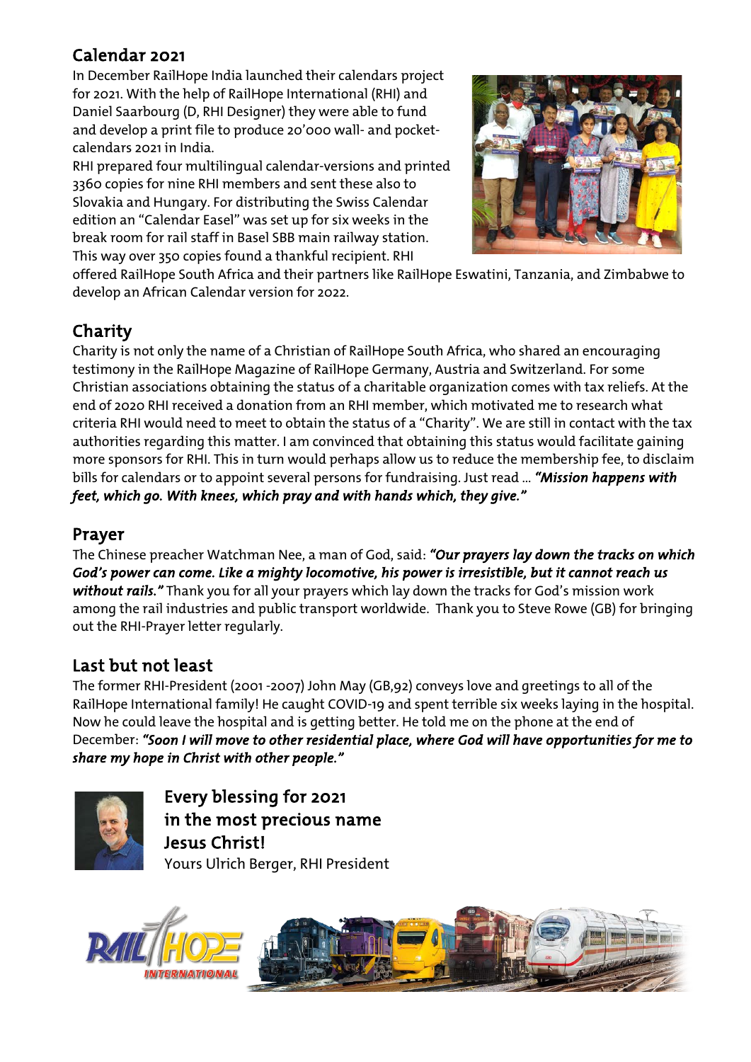## Calendar 2021

In December RailHope India launched their calendars project for 2021. With the help of RailHope International (RHI) and Daniel Saarbourg (D, RHI Designer) they were able to fund and develop a print file to produce 20'000 wall- and pocket-calendars 2021 in India.

RHI prepared four multilingual calendar-versions and printed 3360 copies for nine RHI members and sent these also to Slovakia and Hungary. For distributing the Swiss Calendar edition an "Calendar Easel" was set up for six weeks in the break room for rail staff in Basel SBB main railway station. This way over 350 copies found a thankful recipient. RHI offered RailHope South Africa and their partners like RailHope Eswatini, Tanzania, and Zimbabwe to develop an African Calendar version for 2022.

## Charity

Charity is not only the name of a Christian of RailHope South Africa, who shared an encouraging testimony in the RailHope Magazine of RailHope Germany, Austria and Switzerland. For some Christian associations obtaining the status of a charitable organization comes with tax reliefs. At the end of 2020 RHI received a donation from an RHI member, which motivated me to research what criteria RHI would need to meet to obtain the status of a "Charity". We are still in contact with the tax authorities regarding this matter. I am convinced that obtaining this status would facilitate gaining more sponsors for RHI. This in turn would perhaps allow us to reduce the membership fee, to disclaim bills for calendars or to appoint several persons for fundraising. Just read ... ***"Mission happens with feet, which go. With knees, which pray and with hands which, they give."***

## Prayer

The Chinese preacher Watchman Nee, a man of God, said: ***"Our prayers lay down the tracks on which God's power can come. Like a mighty locomotive, his power is irresistible, but it cannot reach us without rails."*** Thank you for all your prayers which lay down the tracks for God's mission work among the rail industries and public transport worldwide. Thank you to Steve Rowe (GB) for bringing out the RHI-Prayer letter regularly.

## Last but not least

The former RHI-President (2001 -2007) John May (GB,92) conveys love and greetings to all of the RailHope International family! He caught COVID-19 and spent terrible six weeks laying in the hospital. Now he could leave the hospital and is getting better. He told me on the phone at the end of December: ***"Soon I will move to other residential place, where God will have opportunities for me to share my hope in Christ with other people."***

### Every blessing for 2021 in the most precious name Jesus Christ!

Yours Ulrich Berger, RHI President